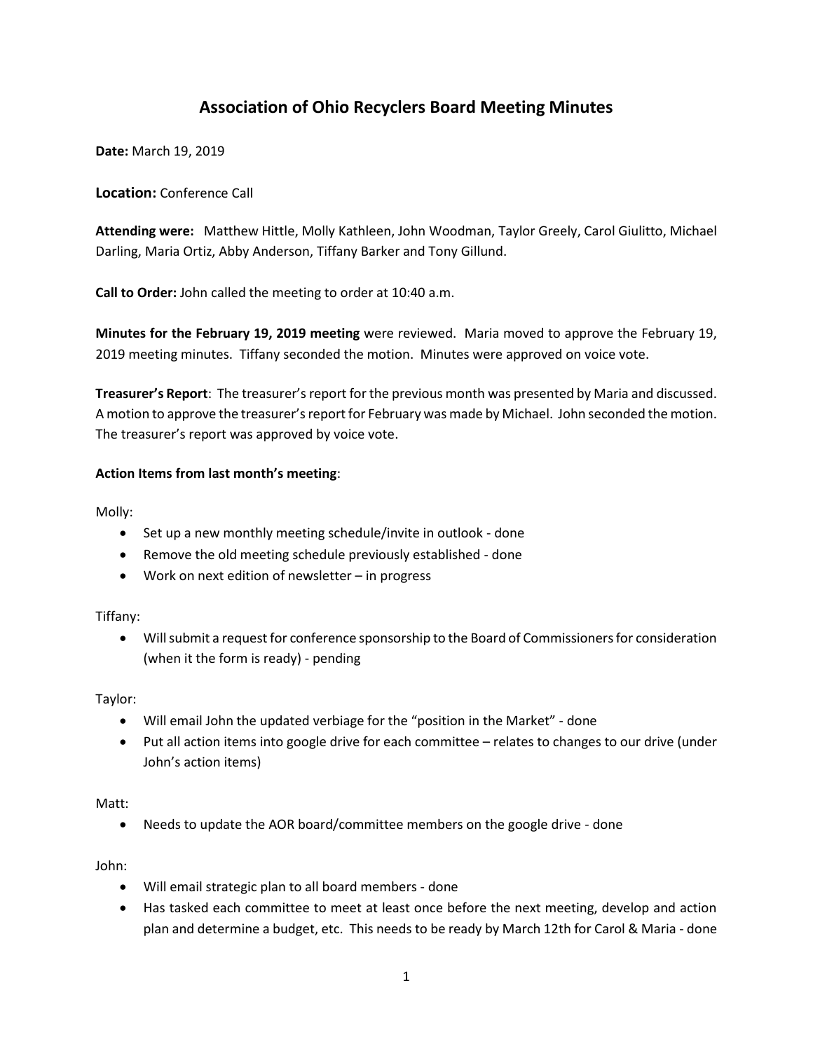# Association of Ohio Recyclers Board Meeting Minutes

**Date:** March 19, 2019

**Location:** Conference Call

**Attending were:** Matthew Hittle, Molly Kathleen, John Woodman, Taylor Greely, Carol Giulitto, Michael Darling, Maria Ortiz, Abby Anderson, Tiffany Barker and Tony Gillund.

**Call to Order:** John called the meeting to order at 10:40 a.m.

**Minutes for the February 19, 2019 meeting** were reviewed. Maria moved to approve the February 19, 2019 meeting minutes. Tiffany seconded the motion. Minutes were approved on voice vote.

**Treasurer's Report**: The treasurer's report for the previous month was presented by Maria and discussed. A motion to approve the treasurer's report for February was made by Michael. John seconded the motion. The treasurer's report was approved by voice vote.

**Action Items from last month's meeting**:

Molly:

- Set up a new monthly meeting schedule/invite in outlook - done
- Remove the old meeting schedule previously established - done
- Work on next edition of newsletter – in progress

Tiffany:

- Will submit a request for conference sponsorship to the Board of Commissioners for consideration (when it the form is ready) - pending

Taylor:

- Will email John the updated verbiage for the "position in the Market" - done
- Put all action items into google drive for each committee – relates to changes to our drive (under John's action items)

Matt:

- Needs to update the AOR board/committee members on the google drive - done

John:

- Will email strategic plan to all board members - done
- Has tasked each committee to meet at least once before the next meeting, develop and action plan and determine a budget, etc. This needs to be ready by March 12th for Carol & Maria - done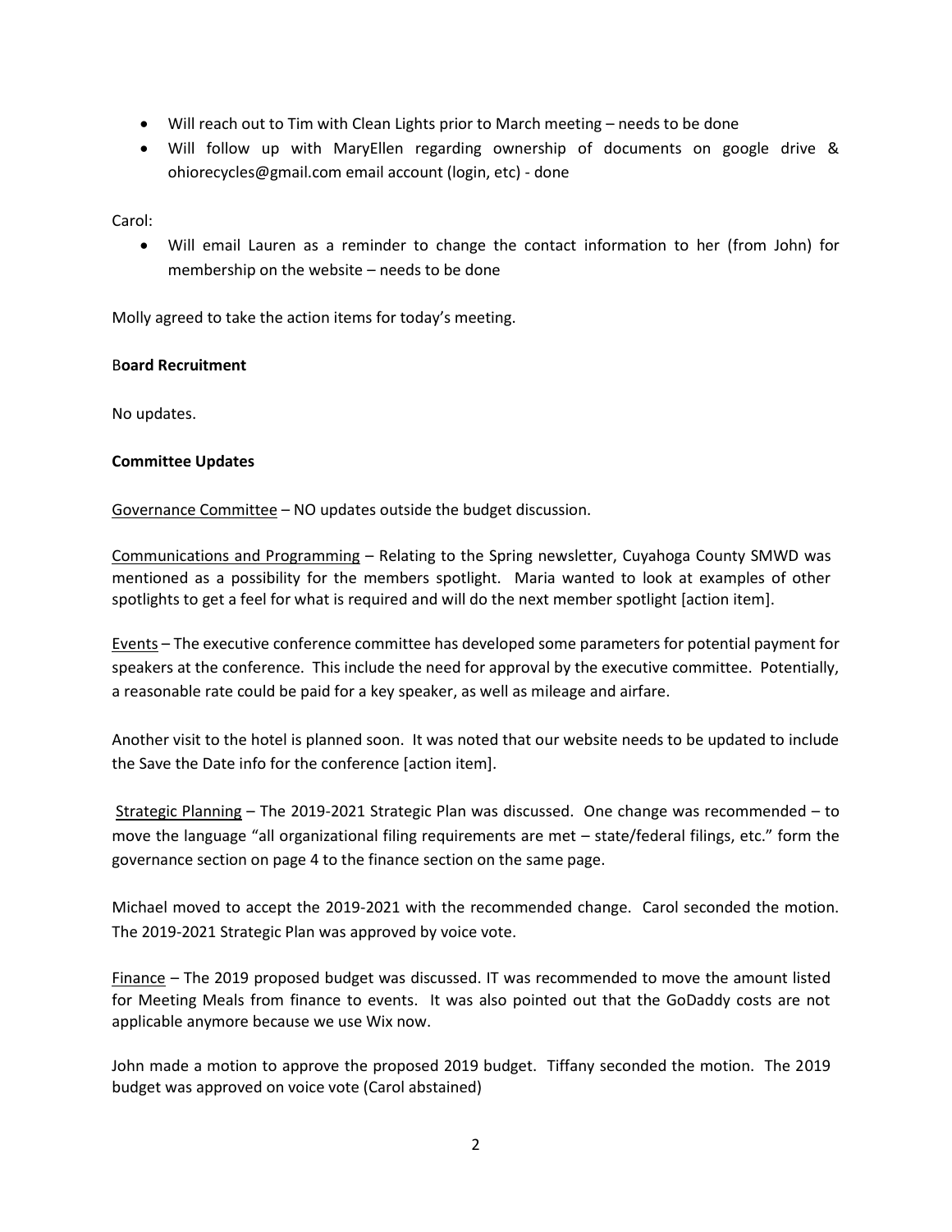- Will reach out to Tim with Clean Lights prior to March meeting – needs to be done
- Will follow up with MaryEllen regarding ownership of documents on google drive & ohiorecycles@gmail.com email account (login, etc) - done

Carol:

- Will email Lauren as a reminder to change the contact information to her (from John) for membership on the website – needs to be done

Molly agreed to take the action items for today's meeting.

**Board Recruitment**

No updates.

**Committee Updates**

Governance Committee – NO updates outside the budget discussion.

Communications and Programming – Relating to the Spring newsletter, Cuyahoga County SMWD was mentioned as a possibility for the members spotlight. Maria wanted to look at examples of other spotlights to get a feel for what is required and will do the next member spotlight [action item].

Events – The executive conference committee has developed some parameters for potential payment for speakers at the conference. This include the need for approval by the executive committee. Potentially, a reasonable rate could be paid for a key speaker, as well as mileage and airfare.

Another visit to the hotel is planned soon. It was noted that our website needs to be updated to include the Save the Date info for the conference [action item].

Strategic Planning – The 2019-2021 Strategic Plan was discussed. One change was recommended – to move the language "all organizational filing requirements are met – state/federal filings, etc." form the governance section on page 4 to the finance section on the same page.

Michael moved to accept the 2019-2021 with the recommended change. Carol seconded the motion. The 2019-2021 Strategic Plan was approved by voice vote.

Finance – The 2019 proposed budget was discussed. IT was recommended to move the amount listed for Meeting Meals from finance to events. It was also pointed out that the GoDaddy costs are not applicable anymore because we use Wix now.

John made a motion to approve the proposed 2019 budget. Tiffany seconded the motion. The 2019 budget was approved on voice vote (Carol abstained)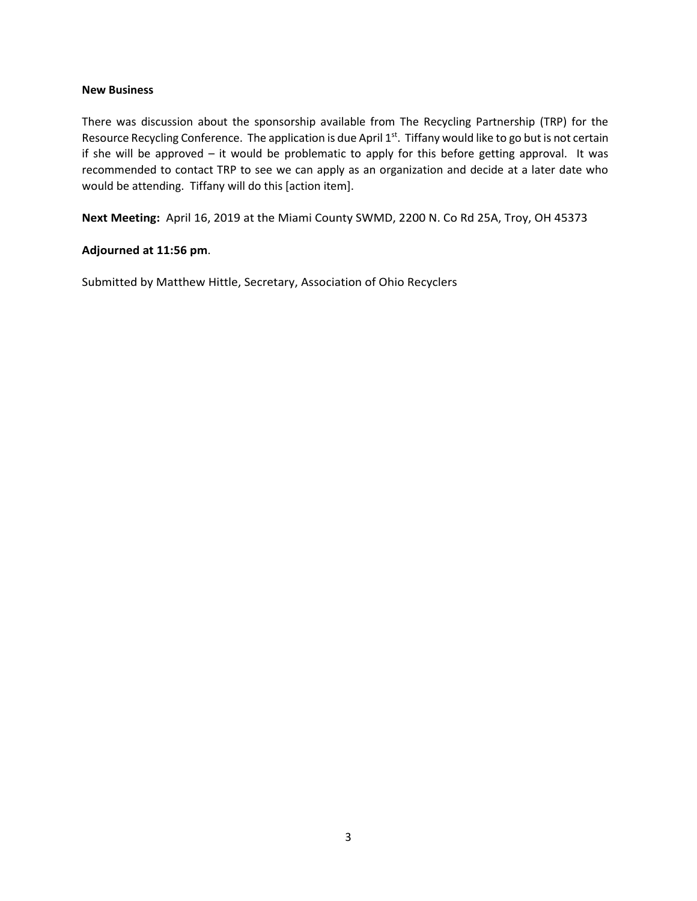**New Business**

There was discussion about the sponsorship available from The Recycling Partnership (TRP) for the Resource Recycling Conference. The application is due April 1st. Tiffany would like to go but is not certain if she will be approved – it would be problematic to apply for this before getting approval. It was recommended to contact TRP to see we can apply as an organization and decide at a later date who would be attending. Tiffany will do this [action item].

**Next Meeting:** April 16, 2019 at the Miami County SWMD, 2200 N. Co Rd 25A, Troy, OH 45373

**Adjourned at 11:56 pm**.

Submitted by Matthew Hittle, Secretary, Association of Ohio Recyclers